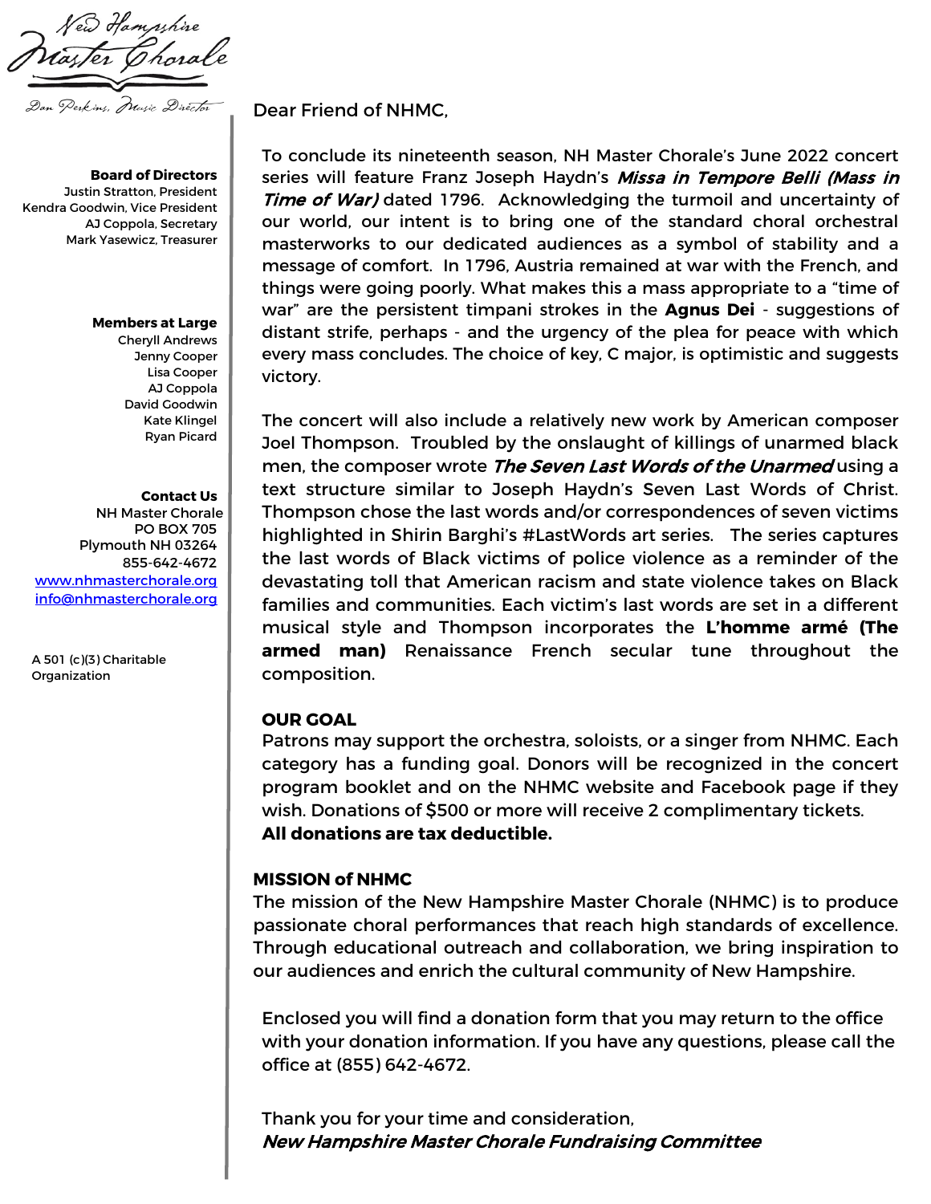New Hampshire Master Chorale

Dan Perkins, Music Director

**Board of Directors**
Justin Stratton, President
Kendra Goodwin, Vice President
AJ Coppola, Secretary
Mark Yasewicz, Treasurer

**Members at Large**
Cheryll Andrews
Jenny Cooper
Lisa Cooper
AJ Coppola
David Goodwin
Kate Klingel
Ryan Picard

**Contact Us**
NH Master Chorale
PO BOX 705
Plymouth NH 03264
855-642-4672
www.nhmasterchorale.org
info@nhmasterchorale.org

A 501 (c)(3) Charitable Organization

Dear Friend of NHMC,

To conclude its nineteenth season, NH Master Chorale's June 2022 concert series will feature Franz Joseph Haydn's ***Missa in Tempore Belli (Mass in Time of War)*** dated 1796. Acknowledging the turmoil and uncertainty of our world, our intent is to bring one of the standard choral orchestral masterworks to our dedicated audiences as a symbol of stability and a message of comfort. In 1796, Austria remained at war with the French, and things were going poorly. What makes this a mass appropriate to a "time of war" are the persistent timpani strokes in the **Agnus Dei** - suggestions of distant strife, perhaps - and the urgency of the plea for peace with which every mass concludes. The choice of key, C major, is optimistic and suggests victory.

The concert will also include a relatively new work by American composer Joel Thompson. Troubled by the onslaught of killings of unarmed black men, the composer wrote ***The Seven Last Words of the Unarmed*** using a text structure similar to Joseph Haydn's Seven Last Words of Christ. Thompson chose the last words and/or correspondences of seven victims highlighted in Shirin Barghi's #LastWords art series. The series captures the last words of Black victims of police violence as a reminder of the devastating toll that American racism and state violence takes on Black families and communities. Each victim's last words are set in a different musical style and Thompson incorporates the **L'homme armé (The armed man)** Renaissance French secular tune throughout the composition.

**OUR GOAL**
Patrons may support the orchestra, soloists, or a singer from NHMC. Each category has a funding goal. Donors will be recognized in the concert program booklet and on the NHMC website and Facebook page if they wish. Donations of $500 or more will receive 2 complimentary tickets.
**All donations are tax deductible.**

**MISSION of NHMC**
The mission of the New Hampshire Master Chorale (NHMC) is to produce passionate choral performances that reach high standards of excellence. Through educational outreach and collaboration, we bring inspiration to our audiences and enrich the cultural community of New Hampshire.

Enclosed you will find a donation form that you may return to the office with your donation information. If you have any questions, please call the office at (855) 642-4672.

Thank you for your time and consideration,
***New Hampshire Master Chorale Fundraising Committee***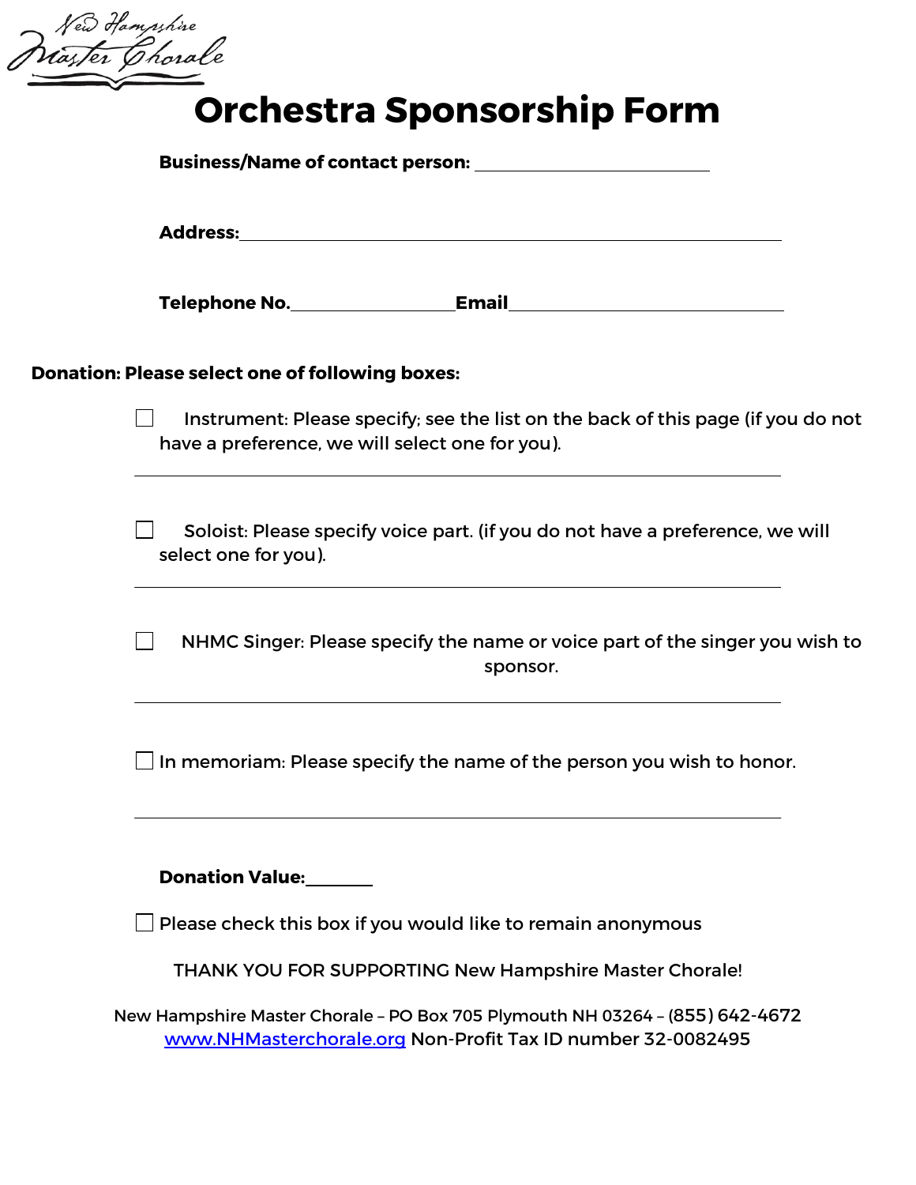New Hampshire Master Chorale

# Orchestra Sponsorship Form

**Business/Name of contact person:** ____________________________

**Address:** ____________________________________________________________

**Telephone No.** __________________ **Email** ______________________________

**Donation: Please select one of following boxes:**

☐ Instrument: Please specify; see the list on the back of this page (if you do not have a preference, we will select one for you).

______________________________________________________________________

☐ Soloist: Please specify voice part. (if you do not have a preference, we will select one for you).

______________________________________________________________________

☐ NHMC Singer: Please specify the name or voice part of the singer you wish to sponsor.

______________________________________________________________________

☐ In memoriam: Please specify the name of the person you wish to honor.

______________________________________________________________________

**Donation Value:** ________

☐ Please check this box if you would like to remain anonymous

THANK YOU FOR SUPPORTING New Hampshire Master Chorale!

New Hampshire Master Chorale – PO Box 705 Plymouth NH 03264 – (855) 642-4672
www.NHMasterchorale.org Non-Profit Tax ID number 32-0082495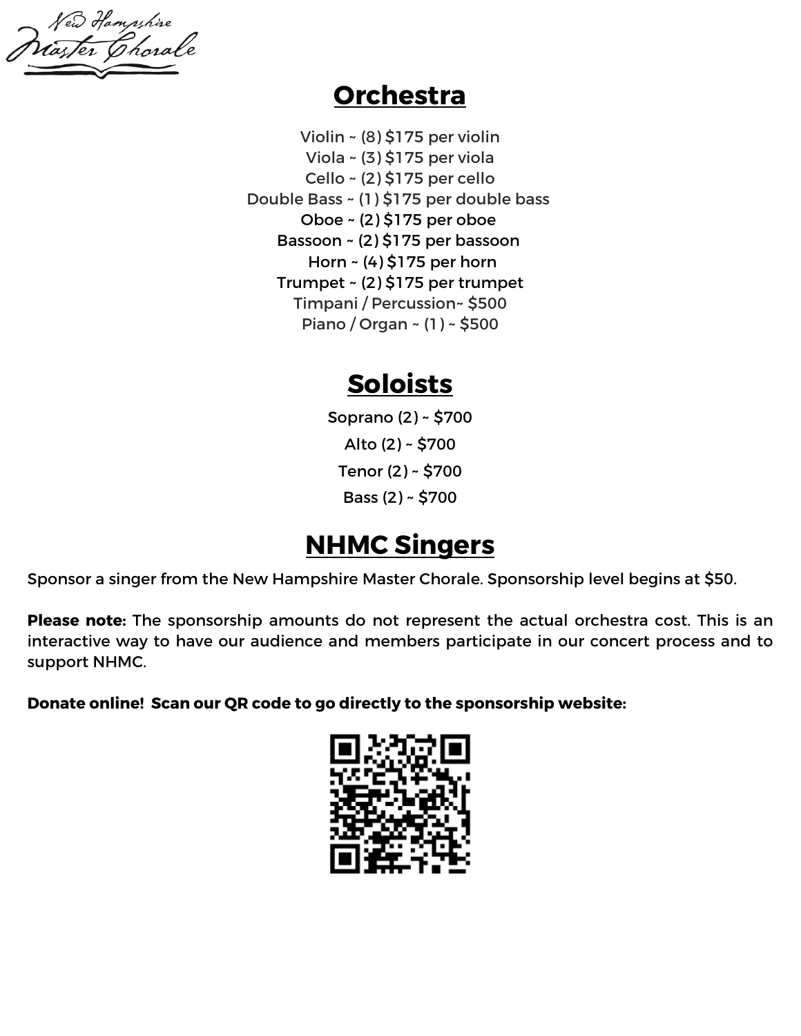## Orchestra

Violin ~ (8) $175 per violin
Viola ~ (3) $175 per viola
Cello ~ (2) $175 per cello
Double Bass ~ (1) $175 per double bass
Oboe ~ (2) $175 per oboe
Bassoon ~ (2) $175 per bassoon
Horn ~ (4) $175 per horn
Trumpet ~ (2) $175 per trumpet
Timpani / Percussion~ $500
Piano / Organ ~ (1) ~ $500

## Soloists

Soprano (2) ~ $700

Alto (2) ~ $700

Tenor (2) ~ $700

Bass (2) ~ $700

## NHMC Singers

Sponsor a singer from the New Hampshire Master Chorale. Sponsorship level begins at $50.

**Please note:** The sponsorship amounts do not represent the actual orchestra cost. This is an interactive way to have our audience and members participate in our concert process and to support NHMC.

**Donate online! Scan our QR code to go directly to the sponsorship website:**